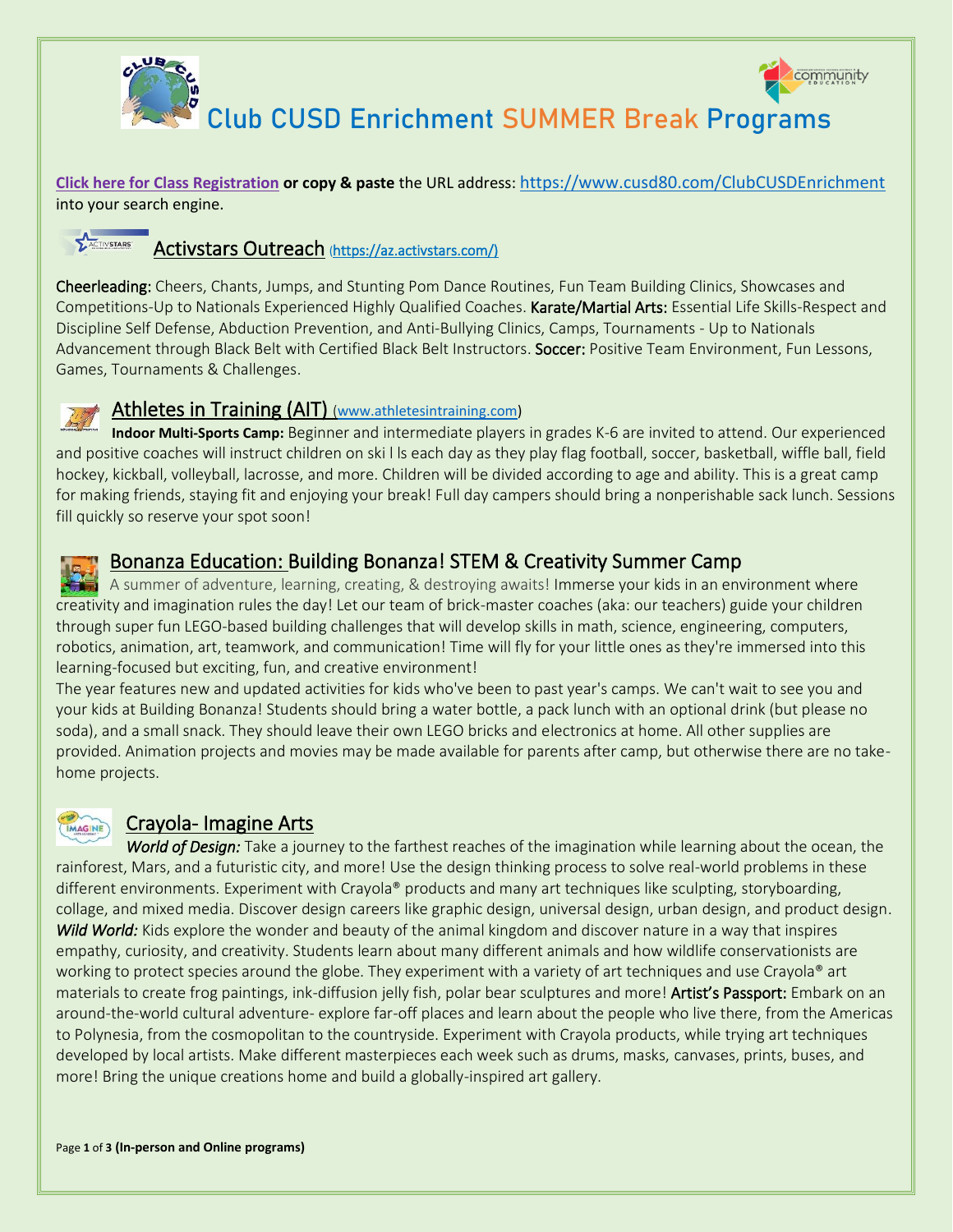# Club CUSD Enrichment SUMMER Break Programs

**Click here for Class Registration** **or copy & paste** the URL address: https://www.cusd80.com/ClubCUSDEnrichment into your search engine.

## Activstars Outreach (https://az.activstars.com/)

**Cheerleading:** Cheers, Chants, Jumps, and Stunting Pom Dance Routines, Fun Team Building Clinics, Showcases and Competitions-Up to Nationals Experienced Highly Qualified Coaches. **Karate/Martial Arts:** Essential Life Skills-Respect and Discipline Self Defense, Abduction Prevention, and Anti-Bullying Clinics, Camps, Tournaments - Up to Nationals Advancement through Black Belt with Certified Black Belt Instructors. **Soccer:** Positive Team Environment, Fun Lessons, Games, Tournaments & Challenges.

## Athletes in Training (AIT) (www.athletesintraining.com)

**Indoor Multi-Sports Camp:** Beginner and intermediate players in grades K-6 are invited to attend. Our experienced and positive coaches will instruct children on ski l ls each day as they play flag football, soccer, basketball, wiffle ball, field hockey, kickball, volleyball, lacrosse, and more. Children will be divided according to age and ability. This is a great camp for making friends, staying fit and enjoying your break! Full day campers should bring a nonperishable sack lunch. Sessions fill quickly so reserve your spot soon!

## Bonanza Education: Building Bonanza! STEM & Creativity Summer Camp

A summer of adventure, learning, creating, & destroying awaits! Immerse your kids in an environment where creativity and imagination rules the day! Let our team of brick-master coaches (aka: our teachers) guide your children through super fun LEGO-based building challenges that will develop skills in math, science, engineering, computers, robotics, animation, art, teamwork, and communication! Time will fly for your little ones as they're immersed into this learning-focused but exciting, fun, and creative environment!

The year features new and updated activities for kids who've been to past year's camps. We can't wait to see you and your kids at Building Bonanza! Students should bring a water bottle, a pack lunch with an optional drink (but please no soda), and a small snack. They should leave their own LEGO bricks and electronics at home. All other supplies are provided. Animation projects and movies may be made available for parents after camp, but otherwise there are no take-home projects.

## Crayola- Imagine Arts

***World of Design:*** Take a journey to the farthest reaches of the imagination while learning about the ocean, the rainforest, Mars, and a futuristic city, and more! Use the design thinking process to solve real-world problems in these different environments. Experiment with Crayola® products and many art techniques like sculpting, storyboarding, collage, and mixed media. Discover design careers like graphic design, universal design, urban design, and product design. ***Wild World:*** Kids explore the wonder and beauty of the animal kingdom and discover nature in a way that inspires empathy, curiosity, and creativity. Students learn about many different animals and how wildlife conservationists are working to protect species around the globe. They experiment with a variety of art techniques and use Crayola® art materials to create frog paintings, ink-diffusion jelly fish, polar bear sculptures and more! **Artist's Passport:** Embark on an around-the-world cultural adventure- explore far-off places and learn about the people who live there, from the Americas to Polynesia, from the cosmopolitan to the countryside. Experiment with Crayola products, while trying art techniques developed by local artists. Make different masterpieces each week such as drums, masks, canvases, prints, buses, and more! Bring the unique creations home and build a globally-inspired art gallery.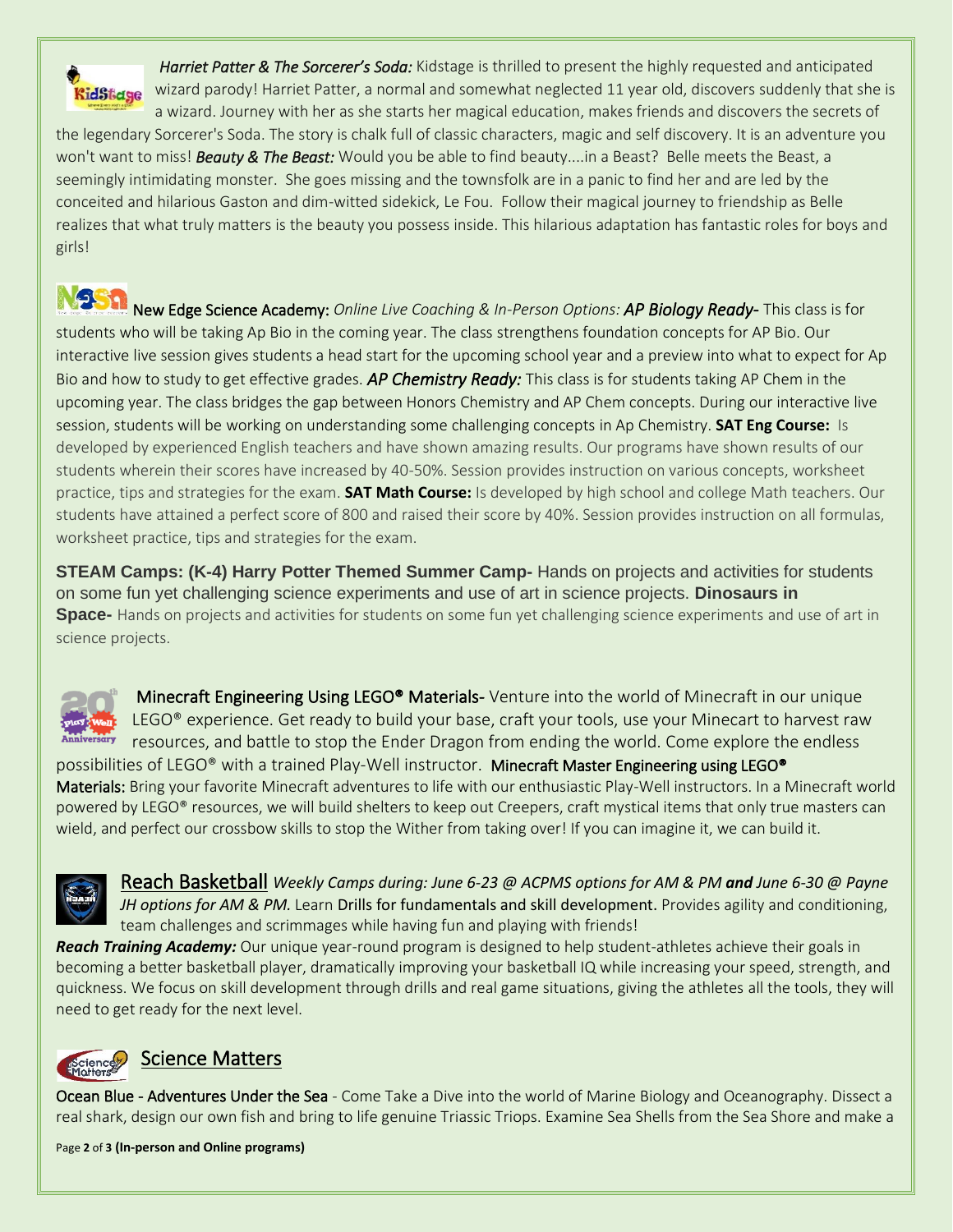***Harriet Patter & The Sorcerer's Soda:*** Kidstage is thrilled to present the highly requested and anticipated wizard parody! Harriet Patter, a normal and somewhat neglected 11 year old, discovers suddenly that she is a wizard. Journey with her as she starts her magical education, makes friends and discovers the secrets of the legendary Sorcerer's Soda. The story is chalk full of classic characters, magic and self discovery. It is an adventure you won't want to miss! ***Beauty & The Beast:*** Would you be able to find beauty....in a Beast? Belle meets the Beast, a seemingly intimidating monster. She goes missing and the townsfolk are in a panic to find her and are led by the conceited and hilarious Gaston and dim-witted sidekick, Le Fou. Follow their magical journey to friendship as Belle realizes that what truly matters is the beauty you possess inside. This hilarious adaptation has fantastic roles for boys and girls!

New Edge Science Academy: *Online Live Coaching & In-Person Options:* *AP Biology Ready-* This class is for students who will be taking Ap Bio in the coming year. The class strengthens foundation concepts for AP Bio. Our interactive live session gives students a head start for the upcoming school year and a preview into what to expect for Ap Bio and how to study to get effective grades. ***AP Chemistry Ready:*** This class is for students taking AP Chem in the upcoming year. The class bridges the gap between Honors Chemistry and AP Chem concepts. During our interactive live session, students will be working on understanding some challenging concepts in Ap Chemistry. **SAT Eng Course:** Is developed by experienced English teachers and have shown amazing results. Our programs have shown results of our students wherein their scores have increased by 40-50%. Session provides instruction on various concepts, worksheet practice, tips and strategies for the exam. **SAT Math Course:** Is developed by high school and college Math teachers. Our students have attained a perfect score of 800 and raised their score by 40%. Session provides instruction on all formulas, worksheet practice, tips and strategies for the exam.

**STEAM Camps: (K-4) Harry Potter Themed Summer Camp-** Hands on projects and activities for students on some fun yet challenging science experiments and use of art in science projects. **Dinosaurs in Space-** Hands on projects and activities for students on some fun yet challenging science experiments and use of art in science projects.

Minecraft Engineering Using LEGO® Materials- Venture into the world of Minecraft in our unique LEGO® experience. Get ready to build your base, craft your tools, use your Minecart to harvest raw resources, and battle to stop the Ender Dragon from ending the world. Come explore the endless possibilities of LEGO® with a trained Play-Well instructor. Minecraft Master Engineering using LEGO® Materials: Bring your favorite Minecraft adventures to life with our enthusiastic Play-Well instructors. In a Minecraft world powered by LEGO® resources, we will build shelters to keep out Creepers, craft mystical items that only true masters can wield, and perfect our crossbow skills to stop the Wither from taking over! If you can imagine it, we can build it.

Reach Basketball *Weekly Camps during: June 6-23 @ ACPMS options for AM & PM* ***and*** *June 6-30 @ Payne JH options for AM & PM.* Learn Drills for fundamentals and skill development. Provides agility and conditioning, team challenges and scrimmages while having fun and playing with friends!

***Reach Training Academy:*** Our unique year-round program is designed to help student-athletes achieve their goals in becoming a better basketball player, dramatically improving your basketball IQ while increasing your speed, strength, and quickness. We focus on skill development through drills and real game situations, giving the athletes all the tools, they will need to get ready for the next level.

Science Matters

Ocean Blue - Adventures Under the Sea - Come Take a Dive into the world of Marine Biology and Oceanography. Dissect a real shark, design our own fish and bring to life genuine Triassic Triops. Examine Sea Shells from the Sea Shore and make a

**(In-person and Online programs)**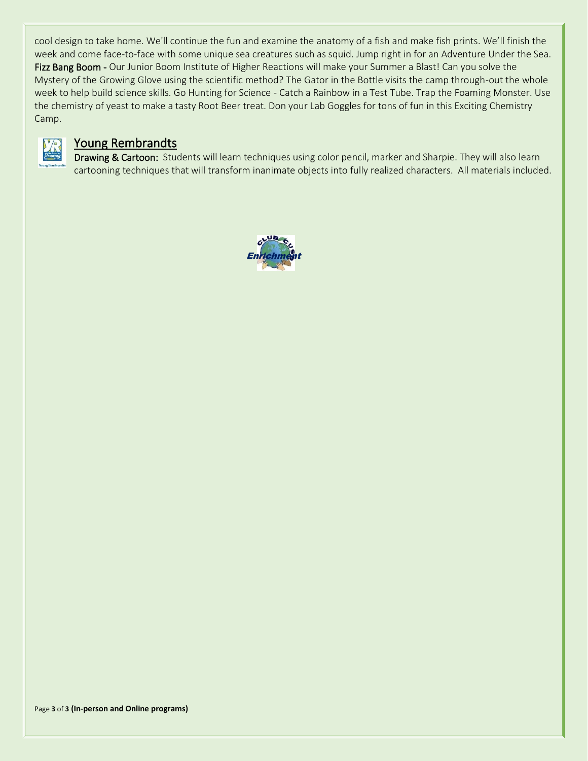cool design to take home. We'll continue the fun and examine the anatomy of a fish and make fish prints. We'll finish the week and come face-to-face with some unique sea creatures such as squid. Jump right in for an Adventure Under the Sea.

**Fizz Bang Boom -** Our Junior Boom Institute of Higher Reactions will make your Summer a Blast! Can you solve the Mystery of the Growing Glove using the scientific method? The Gator in the Bottle visits the camp through-out the whole week to help build science skills. Go Hunting for Science - Catch a Rainbow in a Test Tube. Trap the Foaming Monster. Use the chemistry of yeast to make a tasty Root Beer treat. Don your Lab Goggles for tons of fun in this Exciting Chemistry Camp.

## Young Rembrandts

**Drawing & Cartoon:** Students will learn techniques using color pencil, marker and Sharpie. They will also learn cartooning techniques that will transform inanimate objects into fully realized characters. All materials included.